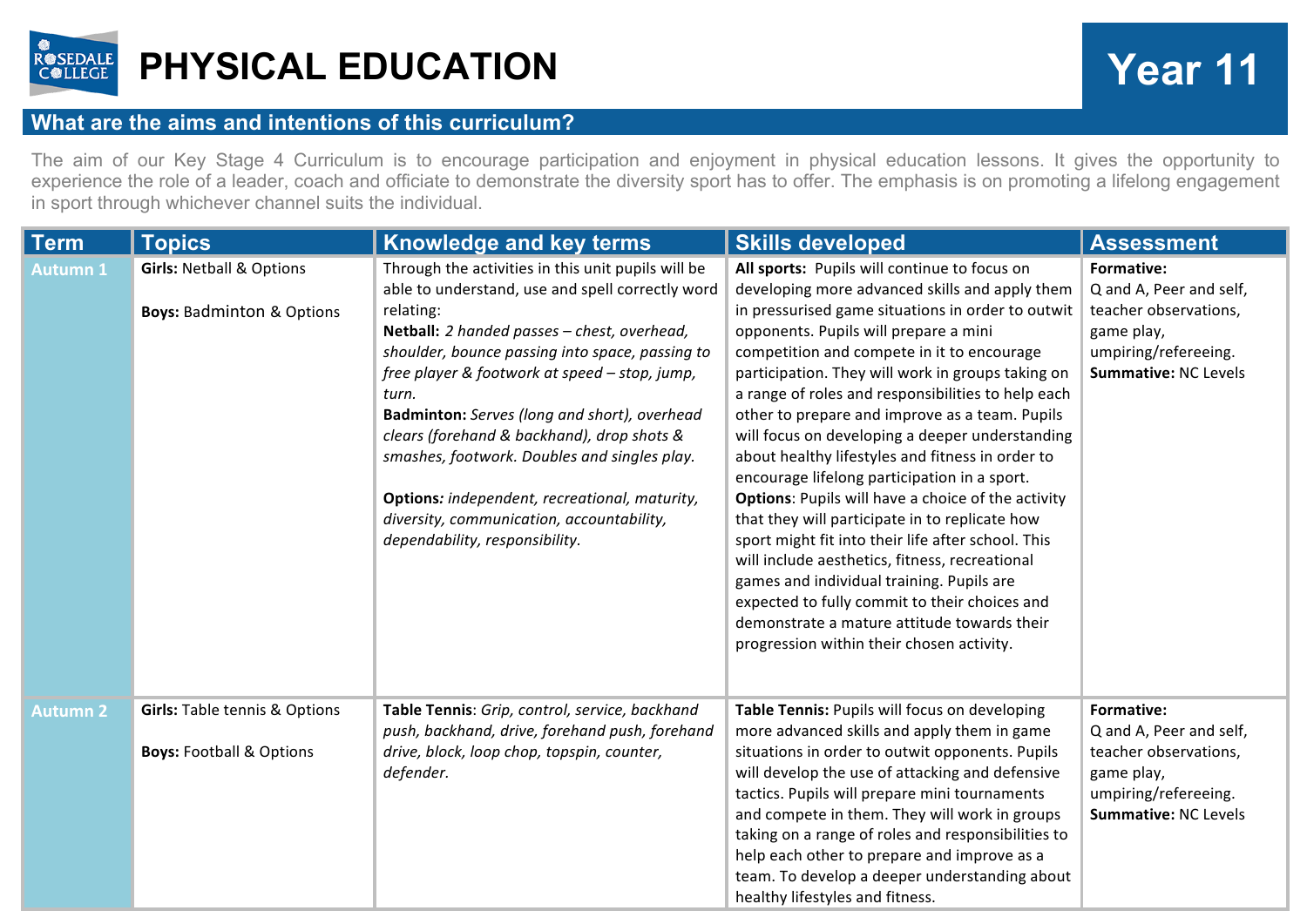# PHYSICAL EDUCATION

# Year 11

## What are the aims and intentions of this curriculum?

The aim of our Key Stage 4 Curriculum is to encourage participation and enjoyment in physical education lessons. It gives the opportunity to experience the role of a leader, coach and officiate to demonstrate the diversity sport has to offer. The emphasis is on promoting a lifelong engagement in sport through whichever channel suits the individual.

| Term | Topics | Knowledge and key terms | Skills developed | Assessment |
|---|---|---|---|---|
| Autumn 1 | **Girls:** Netball & Options<br><br>**Boys:** Badminton & Options | Through the activities in this unit pupils will be able to understand, use and spell correctly word relating:<br>**Netball:** *2 handed passes – chest, overhead, shoulder, bounce passing into space, passing to free player & footwork at speed – stop, jump, turn.*<br>**Badminton:** *Serves (long and short), overhead clears (forehand & backhand), drop shots & smashes, footwork. Doubles and singles play.*<br><br>**Options***: independent, recreational, maturity, diversity, communication, accountability, dependability, responsibility.* | **All sports:** Pupils will continue to focus on developing more advanced skills and apply them in pressurised game situations in order to outwit opponents. Pupils will prepare a mini competition and compete in it to encourage participation. They will work in groups taking on a range of roles and responsibilities to help each other to prepare and improve as a team. Pupils will focus on developing a deeper understanding about healthy lifestyles and fitness in order to encourage lifelong participation in a sport.<br>**Options**: Pupils will have a choice of the activity that they will participate in to replicate how sport might fit into their life after school. This will include aesthetics, fitness, recreational games and individual training. Pupils are expected to fully commit to their choices and demonstrate a mature attitude towards their progression within their chosen activity. | **Formative:**<br>Q and A, Peer and self, teacher observations, game play, umpiring/refereeing.<br>**Summative:** NC Levels |
| Autumn 2 | **Girls:** Table tennis & Options<br><br>**Boys:** Football & Options | **Table Tennis**: *Grip, control, service, backhand push, backhand, drive, forehand push, forehand drive, block, loop chop, topspin, counter, defender.* | **Table Tennis:** Pupils will focus on developing more advanced skills and apply them in game situations in order to outwit opponents. Pupils will develop the use of attacking and defensive tactics. Pupils will prepare mini tournaments and compete in them. They will work in groups taking on a range of roles and responsibilities to help each other to prepare and improve as a team. To develop a deeper understanding about healthy lifestyles and fitness. | **Formative:**<br>Q and A, Peer and self, teacher observations, game play, umpiring/refereeing.<br>**Summative:** NC Levels |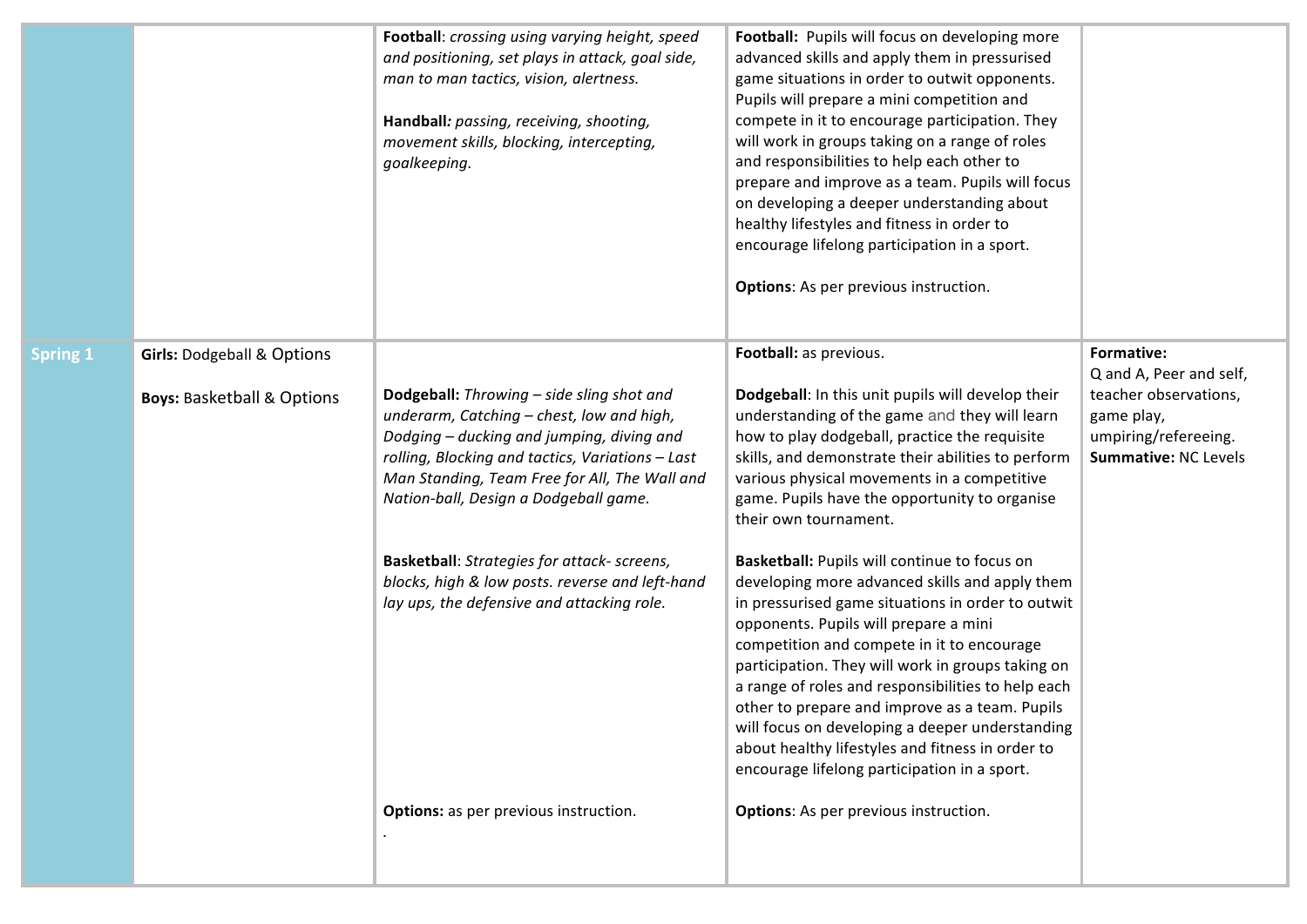|  |  |  |  |  |
|---|---|---|---|---|
|  |  | **Football**: *crossing using varying height, speed and positioning, set plays in attack, goal side, man to man tactics, vision, alertness.*<br><br>**Handball***: passing, receiving, shooting, movement skills, blocking, intercepting, goalkeeping.* | **Football:** Pupils will focus on developing more advanced skills and apply them in pressurised game situations in order to outwit opponents. Pupils will prepare a mini competition and compete in it to encourage participation. They will work in groups taking on a range of roles and responsibilities to help each other to prepare and improve as a team. Pupils will focus on developing a deeper understanding about healthy lifestyles and fitness in order to encourage lifelong participation in a sport.<br><br>**Options**: As per previous instruction. |  |
| **Spring 1** | **Girls:** Dodgeball & Options<br><br>**Boys:** Basketball & Options | **Dodgeball:** *Throwing – side sling shot and underarm, Catching – chest, low and high, Dodging – ducking and jumping, diving and rolling, Blocking and tactics, Variations – Last Man Standing, Team Free for All, The Wall and Nation-ball, Design a Dodgeball game.*<br><br>**Basketball**: *Strategies for attack- screens, blocks, high & low posts. reverse and left-hand lay ups, the defensive and attacking role.*<br><br>**Options:** as per previous instruction.<br>. | **Football:** as previous.<br><br>**Dodgeball**: In this unit pupils will develop their understanding of the game and they will learn how to play dodgeball, practice the requisite skills, and demonstrate their abilities to perform various physical movements in a competitive game. Pupils have the opportunity to organise their own tournament.<br><br>**Basketball:** Pupils will continue to focus on developing more advanced skills and apply them in pressurised game situations in order to outwit opponents. Pupils will prepare a mini competition and compete in it to encourage participation. They will work in groups taking on a range of roles and responsibilities to help each other to prepare and improve as a team. Pupils will focus on developing a deeper understanding about healthy lifestyles and fitness in order to encourage lifelong participation in a sport.<br><br>**Options**: As per previous instruction. | **Formative:**<br>Q and A, Peer and self, teacher observations, game play, umpiring/refereeing.<br>**Summative:** NC Levels |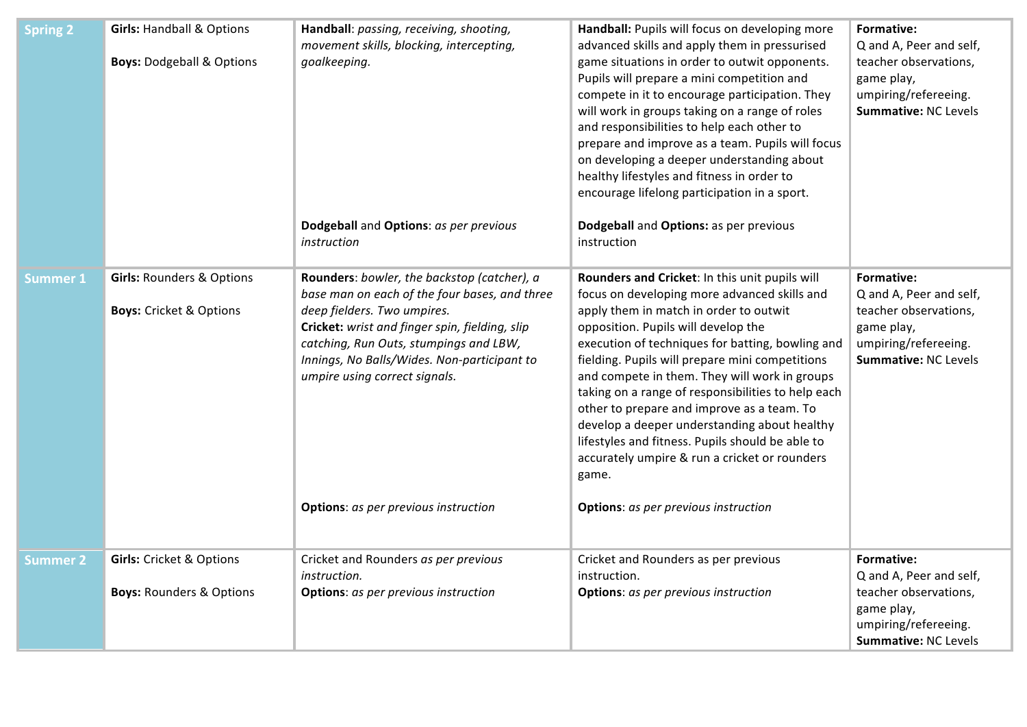| | | | | |
|---|---|---|---|---|
| **Spring 2** | **Girls:** Handball & Options<br><br>**Boys:** Dodgeball & Options | **Handball**: *passing, receiving, shooting, movement skills, blocking, intercepting, goalkeeping.*<br><br>**Dodgeball** and **Options**: *as per previous instruction* | **Handball:** Pupils will focus on developing more advanced skills and apply them in pressurised game situations in order to outwit opponents. Pupils will prepare a mini competition and compete in it to encourage participation. They will work in groups taking on a range of roles and responsibilities to help each other to prepare and improve as a team. Pupils will focus on developing a deeper understanding about healthy lifestyles and fitness in order to encourage lifelong participation in a sport.<br><br>**Dodgeball** and **Options:** as per previous instruction | **Formative:**<br>Q and A, Peer and self, teacher observations, game play, umpiring/refereeing.<br>**Summative:** NC Levels |
| **Summer 1** | **Girls:** Rounders & Options<br><br>**Boys:** Cricket & Options | **Rounders**: *bowler, the backstop (catcher), a base man on each of the four bases, and three deep fielders. Two umpires.*<br>**Cricket:** *wrist and finger spin, fielding, slip catching, Run Outs, stumpings and LBW, Innings, No Balls/Wides. Non-participant to umpire using correct signals.*<br><br>**Options**: *as per previous instruction* | **Rounders and Cricket**: In this unit pupils will focus on developing more advanced skills and apply them in match in order to outwit opposition. Pupils will develop the execution of techniques for batting, bowling and fielding. Pupils will prepare mini competitions and compete in them. They will work in groups taking on a range of responsibilities to help each other to prepare and improve as a team. To develop a deeper understanding about healthy lifestyles and fitness. Pupils should be able to accurately umpire & run a cricket or rounders game.<br><br>**Options**: *as per previous instruction* | **Formative:**<br>Q and A, Peer and self, teacher observations, game play, umpiring/refereeing.<br>**Summative:** NC Levels |
| **Summer 2** | **Girls:** Cricket & Options<br><br>**Boys:** Rounders & Options | Cricket and Rounders *as per previous instruction.*<br>**Options**: *as per previous instruction* | Cricket and Rounders as per previous instruction.<br>**Options**: *as per previous instruction* | **Formative:**<br>Q and A, Peer and self, teacher observations, game play, umpiring/refereeing.<br>**Summative:** NC Levels |